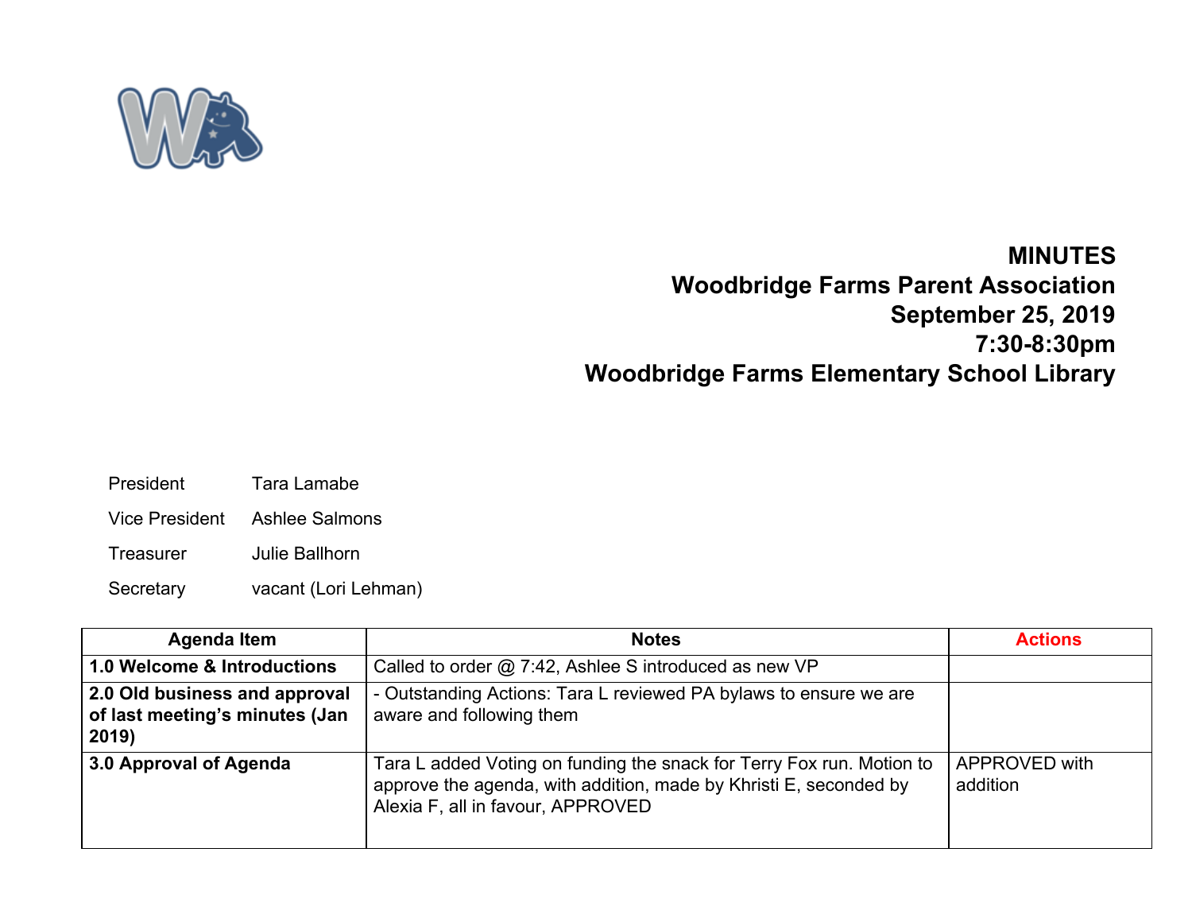**MINUTES**
**Woodbridge Farms Parent Association**
**September 25, 2019**
**7:30-8:30pm**
**Woodbridge Farms Elementary School Library**

| | |
|---|---|
| President | Tara Lamabe |
| Vice President | Ashlee Salmons |
| Treasurer | Julie Ballhorn |
| Secretary | vacant (Lori Lehman) |

| Agenda Item | Notes | Actions |
|---|---|---|
| **1.0 Welcome & Introductions** | Called to order @ 7:42, Ashlee S introduced as new VP | |
| **2.0 Old business and approval of last meeting's minutes (Jan 2019)** | - Outstanding Actions: Tara L reviewed PA bylaws to ensure we are aware and following them | |
| **3.0 Approval of Agenda** | Tara L added Voting on funding the snack for Terry Fox run. Motion to approve the agenda, with addition, made by Khristi E, seconded by Alexia F, all in favour, APPROVED | APPROVED with addition |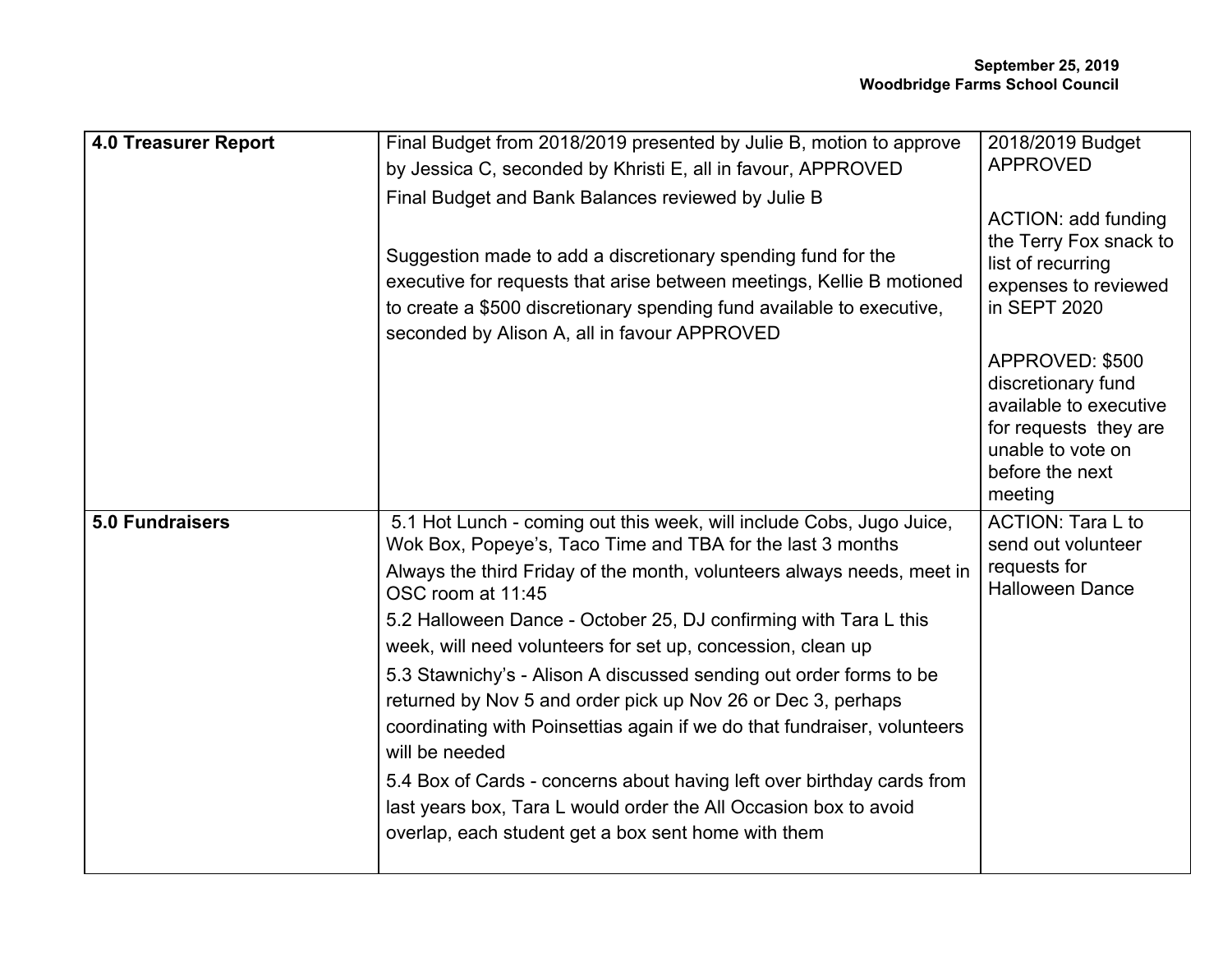| 4.0 Treasurer Report | Final Budget from 2018/2019 presented by Julie B, motion to approve by Jessica C, seconded by Khristi E, all in favour, APPROVED<br>Final Budget and Bank Balances reviewed by Julie B<br><br>Suggestion made to add a discretionary spending fund for the executive for requests that arise between meetings, Kellie B motioned to create a $500 discretionary spending fund available to executive, seconded by Alison A, all in favour APPROVED | 2018/2019 Budget APPROVED<br><br>ACTION: add funding the Terry Fox snack to list of recurring expenses to reviewed in SEPT 2020<br><br>APPROVED: $500 discretionary fund available to executive for requests they are unable to vote on before the next meeting |
|---|---|---|
| **5.0 Fundraisers** | 5.1 Hot Lunch - coming out this week, will include Cobs, Jugo Juice, Wok Box, Popeye's, Taco Time and TBA for the last 3 months<br>Always the third Friday of the month, volunteers always needs, meet in OSC room at 11:45<br>5.2 Halloween Dance - October 25, DJ confirming with Tara L this week, will need volunteers for set up, concession, clean up<br>5.3 Stawnichy's - Alison A discussed sending out order forms to be returned by Nov 5 and order pick up Nov 26 or Dec 3, perhaps coordinating with Poinsettias again if we do that fundraiser, volunteers will be needed<br>5.4 Box of Cards - concerns about having left over birthday cards from last years box, Tara L would order the All Occasion box to avoid overlap, each student get a box sent home with them | ACTION: Tara L to send out volunteer requests for Halloween Dance |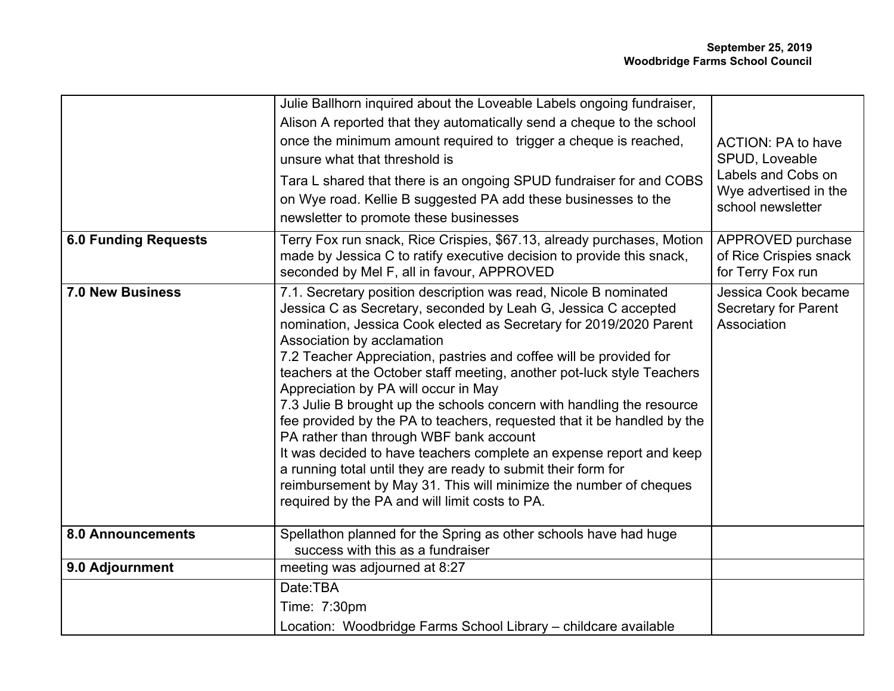| | | |
|---|---|---|
| | Julie Ballhorn inquired about the Loveable Labels ongoing fundraiser, Alison A reported that they automatically send a cheque to the school once the minimum amount required to trigger a cheque is reached, unsure what that threshold is<br>Tara L shared that there is an ongoing SPUD fundraiser for and COBS on Wye road. Kellie B suggested PA add these businesses to the newsletter to promote these businesses | ACTION: PA to have SPUD, Loveable Labels and Cobs on Wye advertised in the school newsletter |
| **6.0 Funding Requests** | Terry Fox run snack, Rice Crispies, $67.13, already purchases, Motion made by Jessica C to ratify executive decision to provide this snack, seconded by Mel F, all in favour, APPROVED | APPROVED purchase of Rice Crispies snack for Terry Fox run |
| **7.0 New Business** | 7.1. Secretary position description was read, Nicole B nominated Jessica C as Secretary, seconded by Leah G, Jessica C accepted nomination, Jessica Cook elected as Secretary for 2019/2020 Parent Association by acclamation<br>7.2 Teacher Appreciation, pastries and coffee will be provided for teachers at the October staff meeting, another pot-luck style Teachers Appreciation by PA will occur in May<br>7.3 Julie B brought up the schools concern with handling the resource fee provided by the PA to teachers, requested that it be handled by the PA rather than through WBF bank account<br>It was decided to have teachers complete an expense report and keep a running total until they are ready to submit their form for reimbursement by May 31. This will minimize the number of cheques required by the PA and will limit costs to PA. | Jessica Cook became Secretary for Parent Association |
| **8.0 Announcements** | Spellathon planned for the Spring as other schools have had huge success with this as a fundraiser | |
| **9.0 Adjournment** | meeting was adjourned at 8:27 | |
| | Date:TBA<br>Time: 7:30pm<br>Location: Woodbridge Farms School Library – childcare available | |